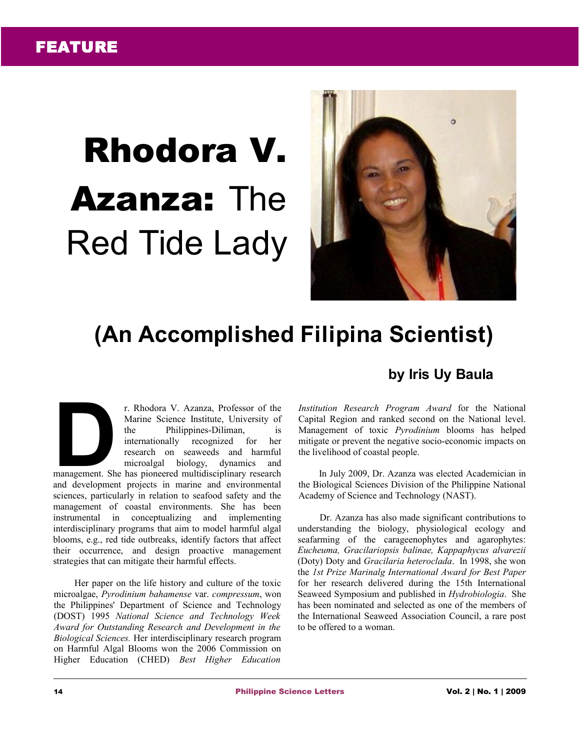FEATURE

# Rhodora V. Azanza: The Red Tide Lady

## (An Accomplished Filipina Scientist)

**by Iris Uy Baula**

Dr. Rhodora V. Azanza, Professor of the Marine Science Institute, University of the Philippines-Diliman, is internationally recognized for her research on seaweeds and harmful microalgal biology, dynamics and management. She has pioneered multidisciplinary research and development projects in marine and environmental sciences, particularly in relation to seafood safety and the management of coastal environments. She has been instrumental in conceptualizing and implementing interdisciplinary programs that aim to model harmful algal blooms, e.g., red tide outbreaks, identify factors that affect their occurrence, and design proactive management strategies that can mitigate their harmful effects.

Her paper on the life history and culture of the toxic microalgae, *Pyrodinium bahamense* var. *compressum*, won the Philippines' Department of Science and Technology (DOST) 1995 *National Science and Technology Week Award for Outstanding Research and Development in the Biological Sciences.* Her interdisciplinary research program on Harmful Algal Blooms won the 2006 Commission on Higher Education (CHED) *Best Higher Education Institution Research Program Award* for the National Capital Region and ranked second on the National level. Management of toxic *Pyrodinium* blooms has helped mitigate or prevent the negative socio-economic impacts on the livelihood of coastal people.

In July 2009, Dr. Azanza was elected Academician in the Biological Sciences Division of the Philippine National Academy of Science and Technology (NAST).

Dr. Azanza has also made significant contributions to understanding the biology, physiological ecology and seafarming of the carageenophytes and agarophytes: *Eucheuma, Gracilariopsis balinae, Kappaphycus alvarezii* (Doty) Doty and *Gracilaria heteroclada*. In 1998, she won the *1st Prize Marinalg International Award for Best Paper* for her research delivered during the 15th International Seaweed Symposium and published in *Hydrobiologia*. She has been nominated and selected as one of the members of the International Seaweed Association Council, a rare post to be offered to a woman.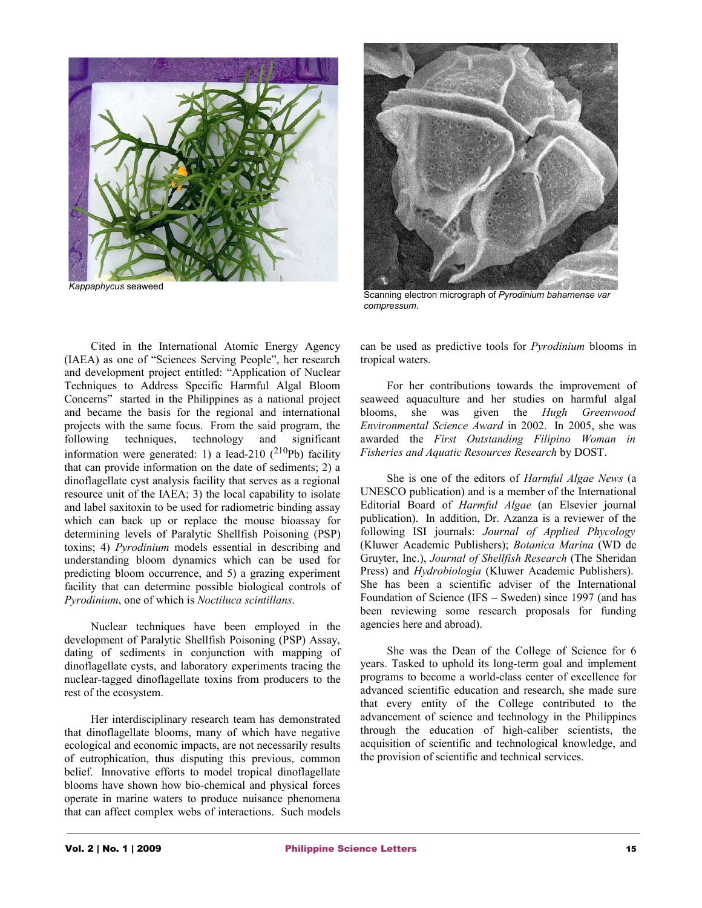*Kappaphycus* seaweed

Scanning electron micrograph of *Pyrodinium bahamense var compressum*.

Cited in the International Atomic Energy Agency (IAEA) as one of "Sciences Serving People", her research and development project entitled: "Application of Nuclear Techniques to Address Specific Harmful Algal Bloom Concerns" started in the Philippines as a national project and became the basis for the regional and international projects with the same focus. From the said program, the following techniques, technology and significant information were generated: 1) a lead-210 ($^{210}$Pb) facility that can provide information on the date of sediments; 2) a dinoflagellate cyst analysis facility that serves as a regional resource unit of the IAEA; 3) the local capability to isolate and label saxitoxin to be used for radiometric binding assay which can back up or replace the mouse bioassay for determining levels of Paralytic Shellfish Poisoning (PSP) toxins; 4) *Pyrodinium* models essential in describing and understanding bloom dynamics which can be used for predicting bloom occurrence, and 5) a grazing experiment facility that can determine possible biological controls of *Pyrodinium*, one of which is *Noctiluca scintillans*.

Nuclear techniques have been employed in the development of Paralytic Shellfish Poisoning (PSP) Assay, dating of sediments in conjunction with mapping of dinoflagellate cysts, and laboratory experiments tracing the nuclear-tagged dinoflagellate toxins from producers to the rest of the ecosystem.

Her interdisciplinary research team has demonstrated that dinoflagellate blooms, many of which have negative ecological and economic impacts, are not necessarily results of eutrophication, thus disputing this previous, common belief. Innovative efforts to model tropical dinoflagellate blooms have shown how bio-chemical and physical forces operate in marine waters to produce nuisance phenomena that can affect complex webs of interactions. Such models can be used as predictive tools for *Pyrodinium* blooms in tropical waters.

For her contributions towards the improvement of seaweed aquaculture and her studies on harmful algal blooms, she was given the *Hugh Greenwood Environmental Science Award* in 2002. In 2005, she was awarded the *First Outstanding Filipino Woman in Fisheries and Aquatic Resources Research* by DOST.

She is one of the editors of *Harmful Algae News* (a UNESCO publication) and is a member of the International Editorial Board of *Harmful Algae* (an Elsevier journal publication). In addition, Dr. Azanza is a reviewer of the following ISI journals: *Journal of Applied Phycology* (Kluwer Academic Publishers); *Botanica Marina* (WD de Gruyter, Inc.), *Journal of Shellfish Research* (The Sheridan Press) and *Hydrobiologia* (Kluwer Academic Publishers). She has been a scientific adviser of the International Foundation of Science (IFS – Sweden) since 1997 (and has been reviewing some research proposals for funding agencies here and abroad).

She was the Dean of the College of Science for 6 years. Tasked to uphold its long-term goal and implement programs to become a world-class center of excellence for advanced scientific education and research, she made sure that every entity of the College contributed to the advancement of science and technology in the Philippines through the education of high-caliber scientists, the acquisition of scientific and technological knowledge, and the provision of scientific and technical services.